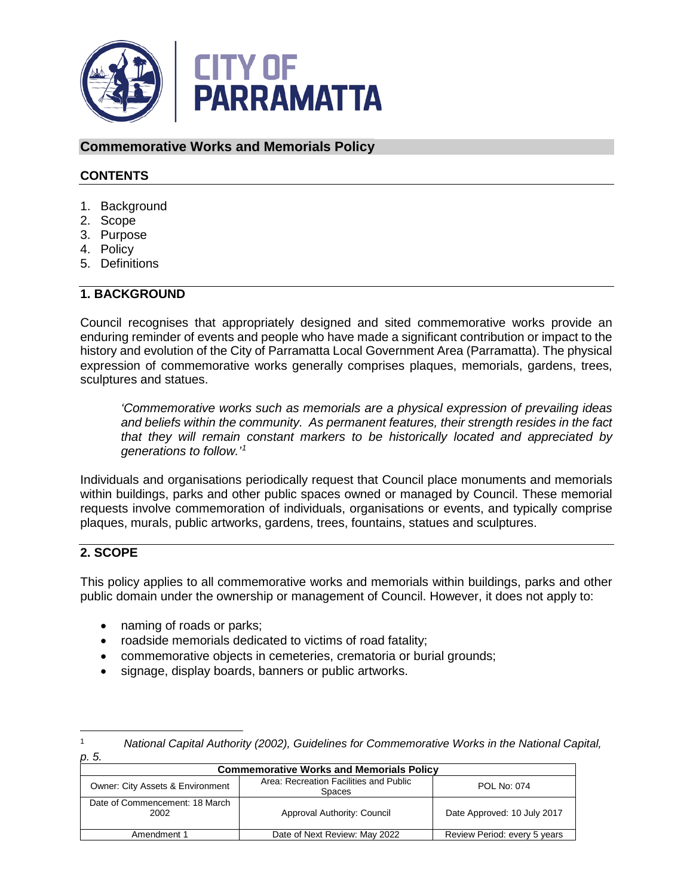CITY OF PARRAMATTA

# Commemorative Works and Memorials Policy

## CONTENTS

1. Background
2. Scope
3. Purpose
4. Policy
5. Definitions

## 1. BACKGROUND

Council recognises that appropriately designed and sited commemorative works provide an enduring reminder of events and people who have made a significant contribution or impact to the history and evolution of the City of Parramatta Local Government Area (Parramatta). The physical expression of commemorative works generally comprises plaques, memorials, gardens, trees, sculptures and statues.

> *'Commemorative works such as memorials are a physical expression of prevailing ideas and beliefs within the community. As permanent features, their strength resides in the fact that they will remain constant markers to be historically located and appreciated by generations to follow.'*[1]

Individuals and organisations periodically request that Council place monuments and memorials within buildings, parks and other public spaces owned or managed by Council. These memorial requests involve commemoration of individuals, organisations or events, and typically comprise plaques, murals, public artworks, gardens, trees, fountains, statues and sculptures.

## 2. SCOPE

This policy applies to all commemorative works and memorials within buildings, parks and other public domain under the ownership or management of Council. However, it does not apply to:

- naming of roads or parks;
- roadside memorials dedicated to victims of road fatality;
- commemorative objects in cemeteries, crematoria or burial grounds;
- signage, display boards, banners or public artworks.

[1] *National Capital Authority (2002), Guidelines for Commemorative Works in the National Capital, p. 5.*

| Commemorative Works and Memorials Policy | | |
|---|---|---|
| Owner: City Assets & Environment | Area: Recreation Facilities and Public Spaces | POL No: 074 |
| Date of Commencement: 18 March 2002 | Approval Authority: Council | Date Approved: 10 July 2017 |
| Amendment 1 | Date of Next Review: May 2022 | Review Period: every 5 years |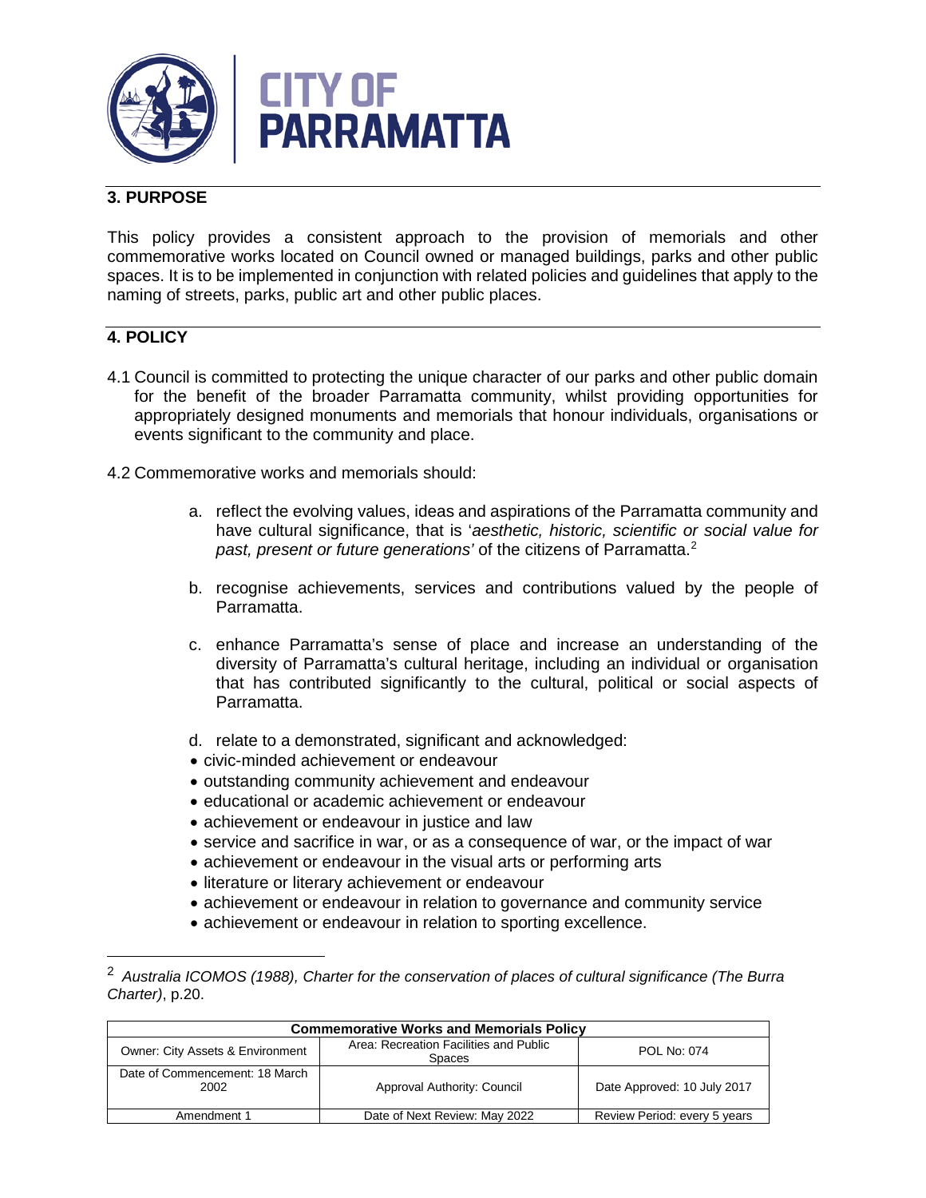## 3. PURPOSE

This policy provides a consistent approach to the provision of memorials and other commemorative works located on Council owned or managed buildings, parks and other public spaces. It is to be implemented in conjunction with related policies and guidelines that apply to the naming of streets, parks, public art and other public places.

## 4. POLICY

4.1 Council is committed to protecting the unique character of our parks and other public domain for the benefit of the broader Parramatta community, whilst providing opportunities for appropriately designed monuments and memorials that honour individuals, organisations or events significant to the community and place.

4.2 Commemorative works and memorials should:

a. reflect the evolving values, ideas and aspirations of the Parramatta community and have cultural significance, that is '*aesthetic, historic, scientific or social value for past, present or future generations'* of the citizens of Parramatta.[2]

b. recognise achievements, services and contributions valued by the people of Parramatta.

c. enhance Parramatta's sense of place and increase an understanding of the diversity of Parramatta's cultural heritage, including an individual or organisation that has contributed significantly to the cultural, political or social aspects of Parramatta.

d. relate to a demonstrated, significant and acknowledged:

- civic-minded achievement or endeavour
- outstanding community achievement and endeavour
- educational or academic achievement or endeavour
- achievement or endeavour in justice and law
- service and sacrifice in war, or as a consequence of war, or the impact of war
- achievement or endeavour in the visual arts or performing arts
- literature or literary achievement or endeavour
- achievement or endeavour in relation to governance and community service
- achievement or endeavour in relation to sporting excellence.

---

[2] *Australia ICOMOS (1988), Charter for the conservation of places of cultural significance (The Burra Charter)*, p.20.

| Commemorative Works and Memorials Policy | | |
|---|---|---|
| Owner: City Assets & Environment | Area: Recreation Facilities and Public Spaces | POL No: 074 |
| Date of Commencement: 18 March 2002 | Approval Authority: Council | Date Approved: 10 July 2017 |
| Amendment 1 | Date of Next Review: May 2022 | Review Period: every 5 years |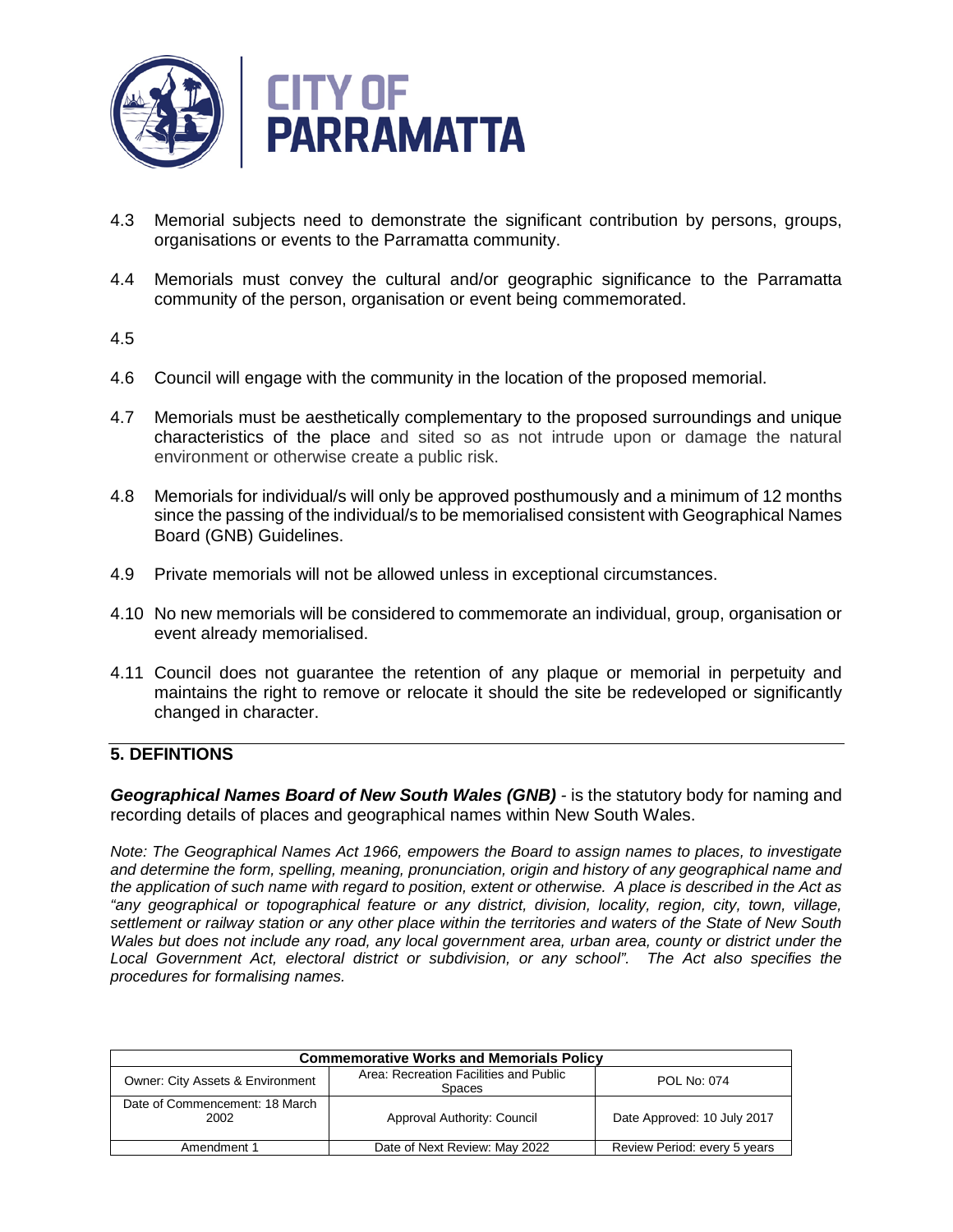4.3 Memorial subjects need to demonstrate the significant contribution by persons, groups, organisations or events to the Parramatta community.

4.4 Memorials must convey the cultural and/or geographic significance to the Parramatta community of the person, organisation or event being commemorated.

4.5

4.6 Council will engage with the community in the location of the proposed memorial.

4.7 Memorials must be aesthetically complementary to the proposed surroundings and unique characteristics of the place and sited so as not intrude upon or damage the natural environment or otherwise create a public risk.

4.8 Memorials for individual/s will only be approved posthumously and a minimum of 12 months since the passing of the individual/s to be memorialised consistent with Geographical Names Board (GNB) Guidelines.

4.9 Private memorials will not be allowed unless in exceptional circumstances.

4.10 No new memorials will be considered to commemorate an individual, group, organisation or event already memorialised.

4.11 Council does not guarantee the retention of any plaque or memorial in perpetuity and maintains the right to remove or relocate it should the site be redeveloped or significantly changed in character.

## 5. DEFINTIONS

***Geographical Names Board of New South Wales (GNB)*** - is the statutory body for naming and recording details of places and geographical names within New South Wales.

*Note: The Geographical Names Act 1966, empowers the Board to assign names to places, to investigate and determine the form, spelling, meaning, pronunciation, origin and history of any geographical name and the application of such name with regard to position, extent or otherwise. A place is described in the Act as "any geographical or topographical feature or any district, division, locality, region, city, town, village, settlement or railway station or any other place within the territories and waters of the State of New South Wales but does not include any road, any local government area, urban area, county or district under the Local Government Act, electoral district or subdivision, or any school". The Act also specifies the procedures for formalising names.*

| Commemorative Works and Memorials Policy | | |
|---|---|---|
| Owner: City Assets & Environment | Area: Recreation Facilities and Public Spaces | POL No: 074 |
| Date of Commencement: 18 March 2002 | Approval Authority: Council | Date Approved: 10 July 2017 |
| Amendment 1 | Date of Next Review: May 2022 | Review Period: every 5 years |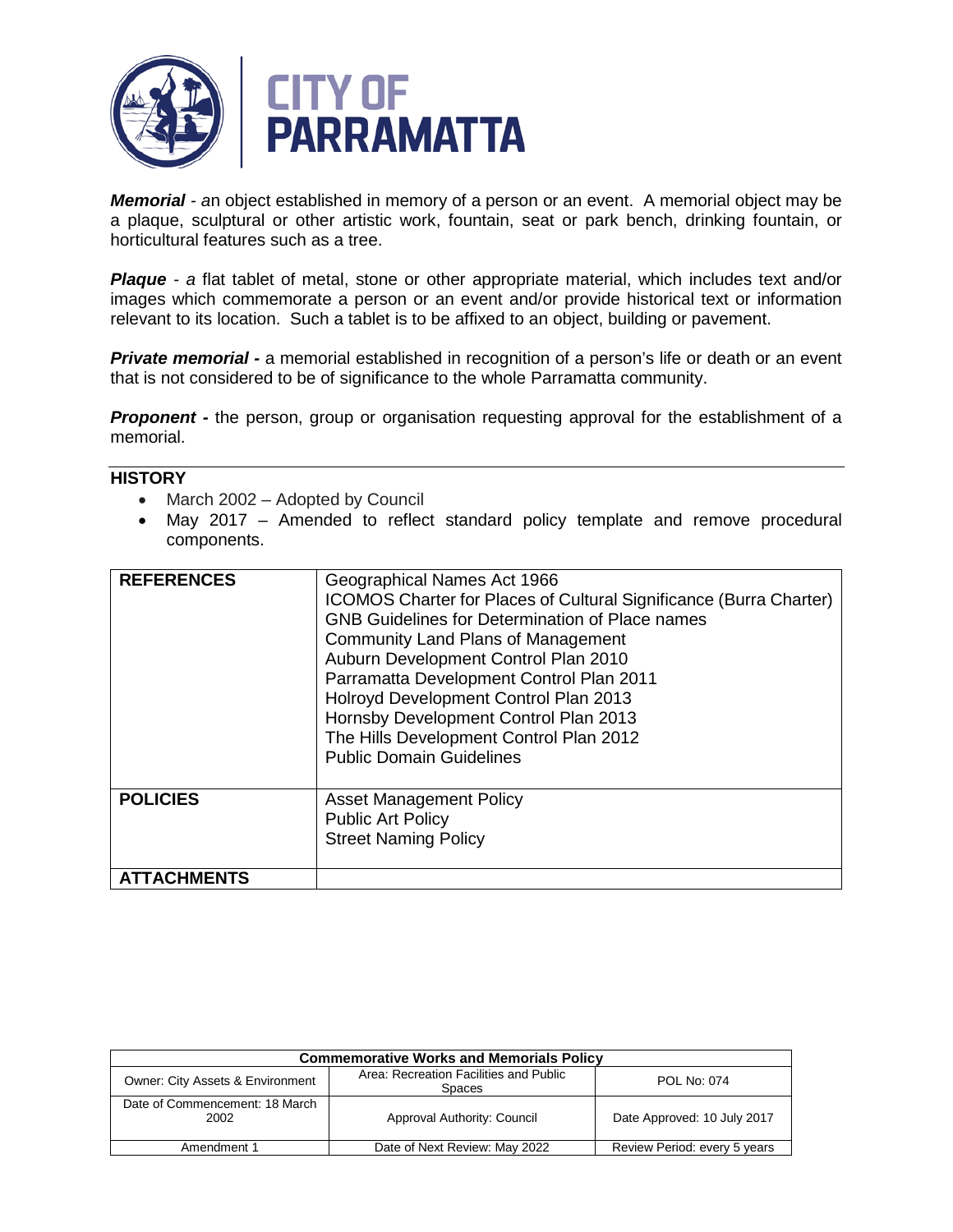***Memorial*** - *a*n object established in memory of a person or an event. A memorial object may be a plaque, sculptural or other artistic work, fountain, seat or park bench, drinking fountain, or horticultural features such as a tree.

***Plaque*** - *a* flat tablet of metal, stone or other appropriate material, which includes text and/or images which commemorate a person or an event and/or provide historical text or information relevant to its location. Such a tablet is to be affixed to an object, building or pavement.

***Private memorial -*** a memorial established in recognition of a person's life or death or an event that is not considered to be of significance to the whole Parramatta community.

***Proponent -*** the person, group or organisation requesting approval for the establishment of a memorial.

## HISTORY

- March 2002 – Adopted by Council
- May 2017 – Amended to reflect standard policy template and remove procedural components.

| | |
|---|---|
| **REFERENCES** | Geographical Names Act 1966<br>ICOMOS Charter for Places of Cultural Significance (Burra Charter)<br>GNB Guidelines for Determination of Place names<br>Community Land Plans of Management<br>Auburn Development Control Plan 2010<br>Parramatta Development Control Plan 2011<br>Holroyd Development Control Plan 2013<br>Hornsby Development Control Plan 2013<br>The Hills Development Control Plan 2012<br>Public Domain Guidelines |
| **POLICIES** | Asset Management Policy<br>Public Art Policy<br>Street Naming Policy |
| **ATTACHMENTS** | |